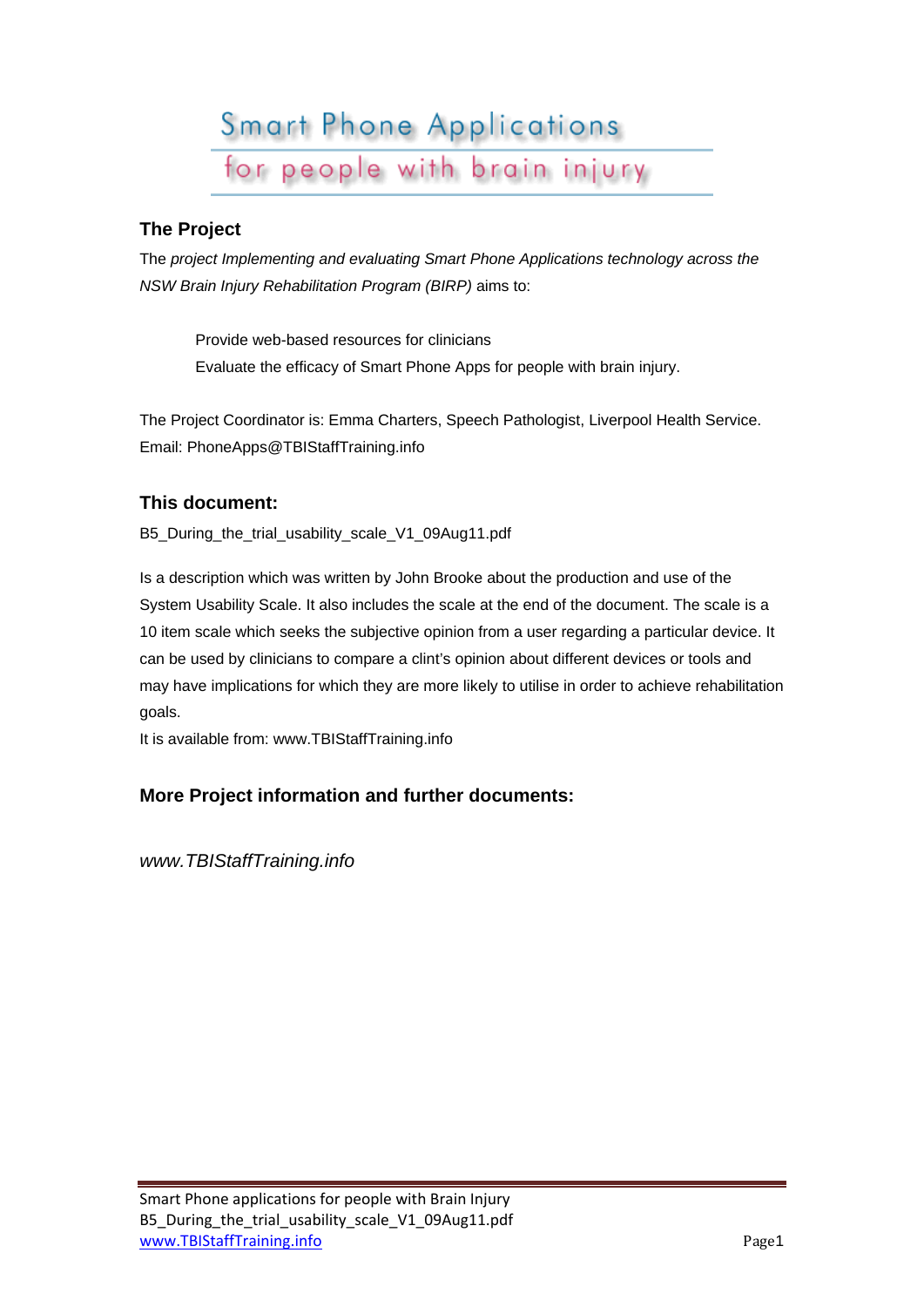# Smart Phone Applications
## for people with brain injury

### The Project

The *project Implementing and evaluating Smart Phone Applications technology across the NSW Brain Injury Rehabilitation Program (BIRP)* aims to:

Provide web-based resources for clinicians
Evaluate the efficacy of Smart Phone Apps for people with brain injury.

The Project Coordinator is: Emma Charters, Speech Pathologist, Liverpool Health Service.
Email: PhoneApps@TBIStaffTraining.info

### This document:

B5_During_the_trial_usability_scale_V1_09Aug11.pdf

Is a description which was written by John Brooke about the production and use of the System Usability Scale. It also includes the scale at the end of the document. The scale is a 10 item scale which seeks the subjective opinion from a user regarding a particular device. It can be used by clinicians to compare a clint's opinion about different devices or tools and may have implications for which they are more likely to utilise in order to achieve rehabilitation goals.
It is available from: www.TBIStaffTraining.info

### More Project information and further documents:

*www.TBIStaffTraining.info*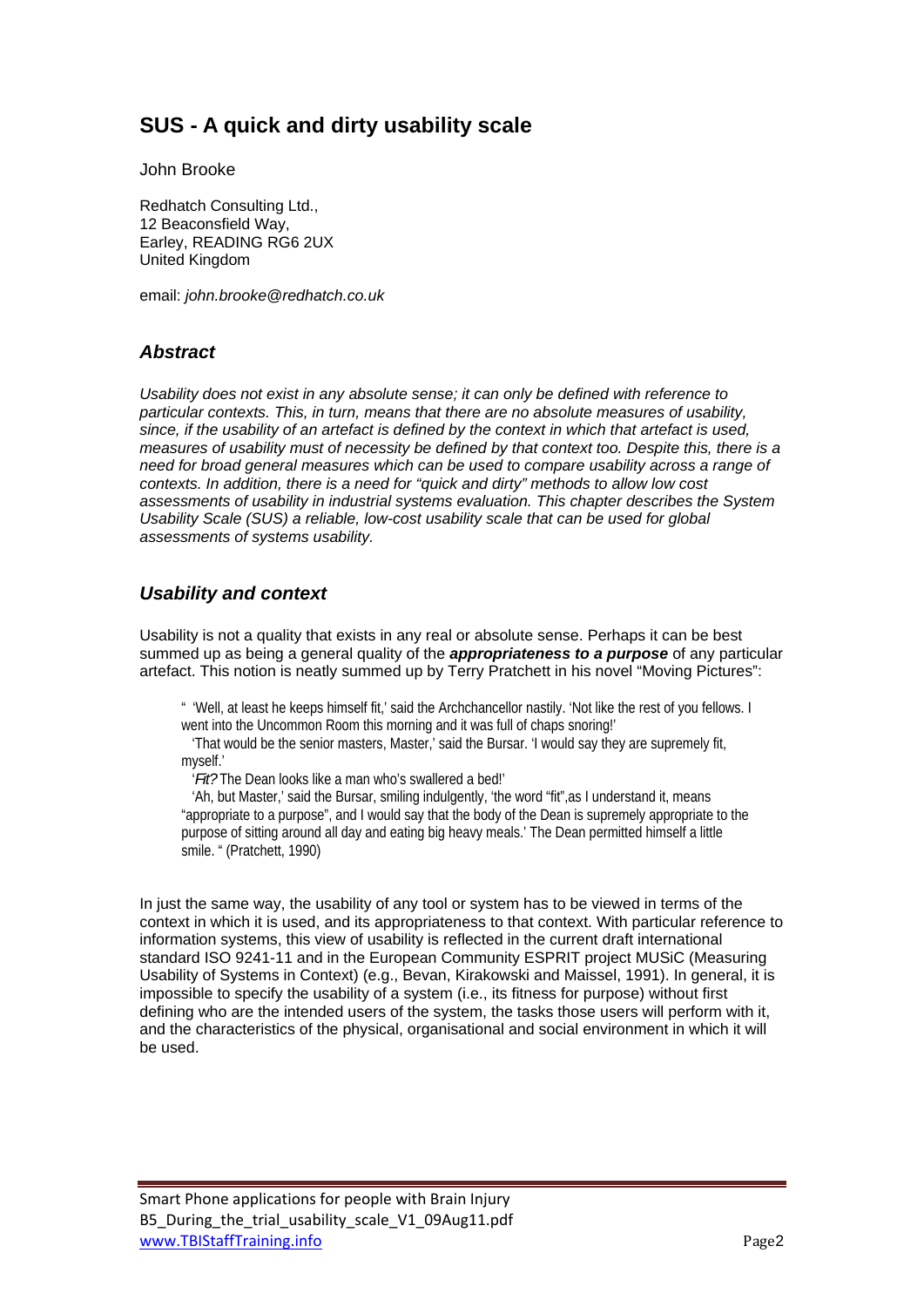# SUS - A quick and dirty usability scale

John Brooke

Redhatch Consulting Ltd.,
12 Beaconsfield Way,
Earley, READING RG6 2UX
United Kingdom

email: *john.brooke@redhatch.co.uk*

## *Abstract*

*Usability does not exist in any absolute sense; it can only be defined with reference to particular contexts. This, in turn, means that there are no absolute measures of usability, since, if the usability of an artefact is defined by the context in which that artefact is used, measures of usability must of necessity be defined by that context too. Despite this, there is a need for broad general measures which can be used to compare usability across a range of contexts. In addition, there is a need for "quick and dirty" methods to allow low cost assessments of usability in industrial systems evaluation. This chapter describes the System Usability Scale (SUS) a reliable, low-cost usability scale that can be used for global assessments of systems usability.*

## *Usability and context*

Usability is not a quality that exists in any real or absolute sense. Perhaps it can be best summed up as being a general quality of the ***appropriateness to a purpose*** of any particular artefact. This notion is neatly summed up by Terry Pratchett in his novel "Moving Pictures":

> " 'Well, at least he keeps himself fit,' said the Archchancellor nastily. 'Not like the rest of you fellows. I went into the Uncommon Room this morning and it was full of chaps snoring!'
> 'That would be the senior masters, Master,' said the Bursar. 'I would say they are supremely fit, myself.'
> '*Fit?* The Dean looks like a man who's swallered a bed!'
> 'Ah, but Master,' said the Bursar, smiling indulgently, 'the word "fit",as I understand it, means "appropriate to a purpose", and I would say that the body of the Dean is supremely appropriate to the purpose of sitting around all day and eating big heavy meals.' The Dean permitted himself a little smile. " (Pratchett, 1990)

In just the same way, the usability of any tool or system has to be viewed in terms of the context in which it is used, and its appropriateness to that context. With particular reference to information systems, this view of usability is reflected in the current draft international standard ISO 9241-11 and in the European Community ESPRIT project MUSiC (Measuring Usability of Systems in Context) (e.g., Bevan, Kirakowski and Maissel, 1991). In general, it is impossible to specify the usability of a system (i.e., its fitness for purpose) without first defining who are the intended users of the system, the tasks those users will perform with it, and the characteristics of the physical, organisational and social environment in which it will be used.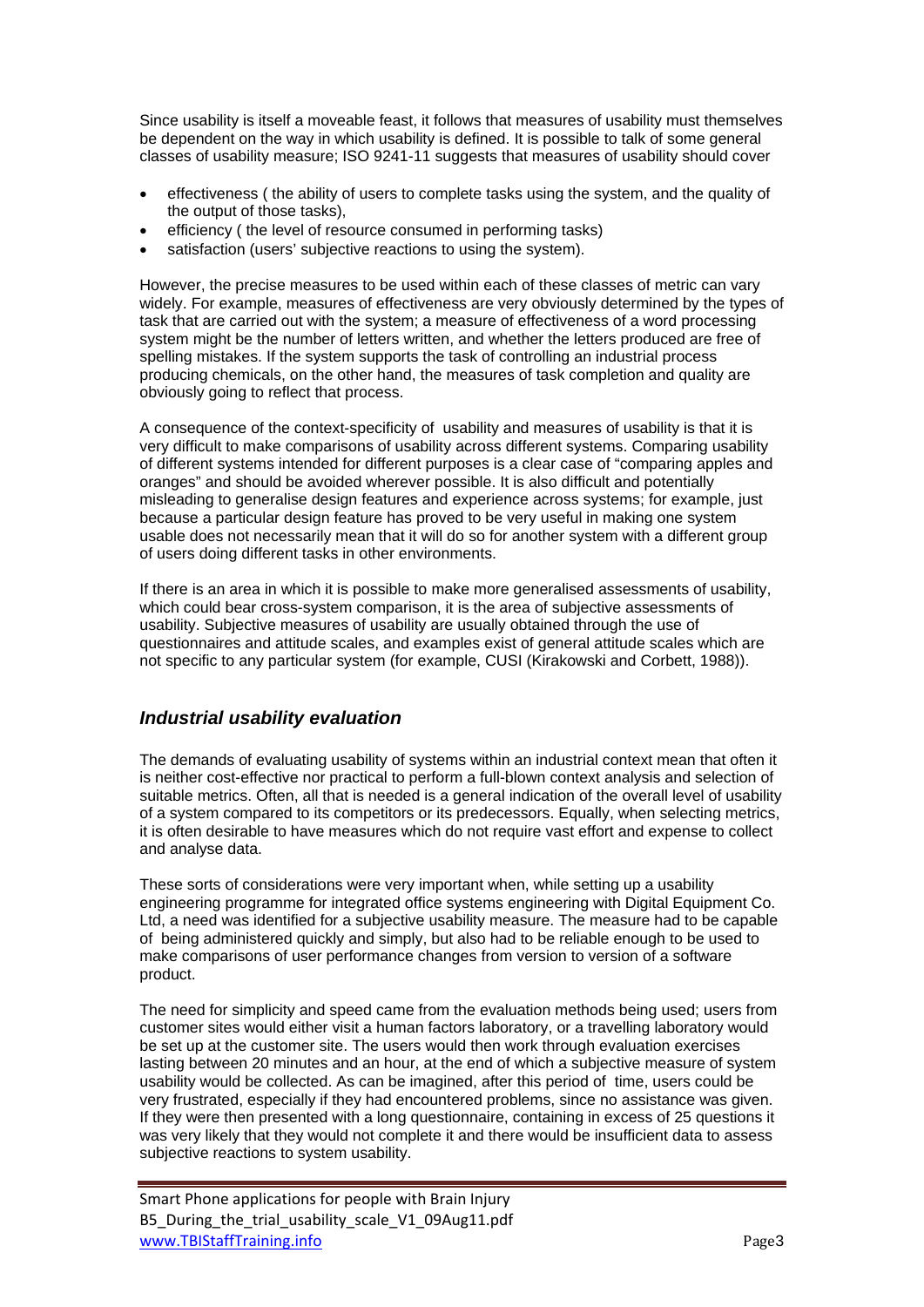Since usability is itself a moveable feast, it follows that measures of usability must themselves be dependent on the way in which usability is defined. It is possible to talk of some general classes of usability measure; ISO 9241-11 suggests that measures of usability should cover

- effectiveness ( the ability of users to complete tasks using the system, and the quality of the output of those tasks),
- efficiency ( the level of resource consumed in performing tasks)
- satisfaction (users' subjective reactions to using the system).

However, the precise measures to be used within each of these classes of metric can vary widely. For example, measures of effectiveness are very obviously determined by the types of task that are carried out with the system; a measure of effectiveness of a word processing system might be the number of letters written, and whether the letters produced are free of spelling mistakes. If the system supports the task of controlling an industrial process producing chemicals, on the other hand, the measures of task completion and quality are obviously going to reflect that process.

A consequence of the context-specificity of usability and measures of usability is that it is very difficult to make comparisons of usability across different systems. Comparing usability of different systems intended for different purposes is a clear case of "comparing apples and oranges" and should be avoided wherever possible. It is also difficult and potentially misleading to generalise design features and experience across systems; for example, just because a particular design feature has proved to be very useful in making one system usable does not necessarily mean that it will do so for another system with a different group of users doing different tasks in other environments.

If there is an area in which it is possible to make more generalised assessments of usability, which could bear cross-system comparison, it is the area of subjective assessments of usability. Subjective measures of usability are usually obtained through the use of questionnaires and attitude scales, and examples exist of general attitude scales which are not specific to any particular system (for example, CUSI (Kirakowski and Corbett, 1988)).

## *Industrial usability evaluation*

The demands of evaluating usability of systems within an industrial context mean that often it is neither cost-effective nor practical to perform a full-blown context analysis and selection of suitable metrics. Often, all that is needed is a general indication of the overall level of usability of a system compared to its competitors or its predecessors. Equally, when selecting metrics, it is often desirable to have measures which do not require vast effort and expense to collect and analyse data.

These sorts of considerations were very important when, while setting up a usability engineering programme for integrated office systems engineering with Digital Equipment Co. Ltd, a need was identified for a subjective usability measure. The measure had to be capable of being administered quickly and simply, but also had to be reliable enough to be used to make comparisons of user performance changes from version to version of a software product.

The need for simplicity and speed came from the evaluation methods being used; users from customer sites would either visit a human factors laboratory, or a travelling laboratory would be set up at the customer site. The users would then work through evaluation exercises lasting between 20 minutes and an hour, at the end of which a subjective measure of system usability would be collected. As can be imagined, after this period of time, users could be very frustrated, especially if they had encountered problems, since no assistance was given. If they were then presented with a long questionnaire, containing in excess of 25 questions it was very likely that they would not complete it and there would be insufficient data to assess subjective reactions to system usability.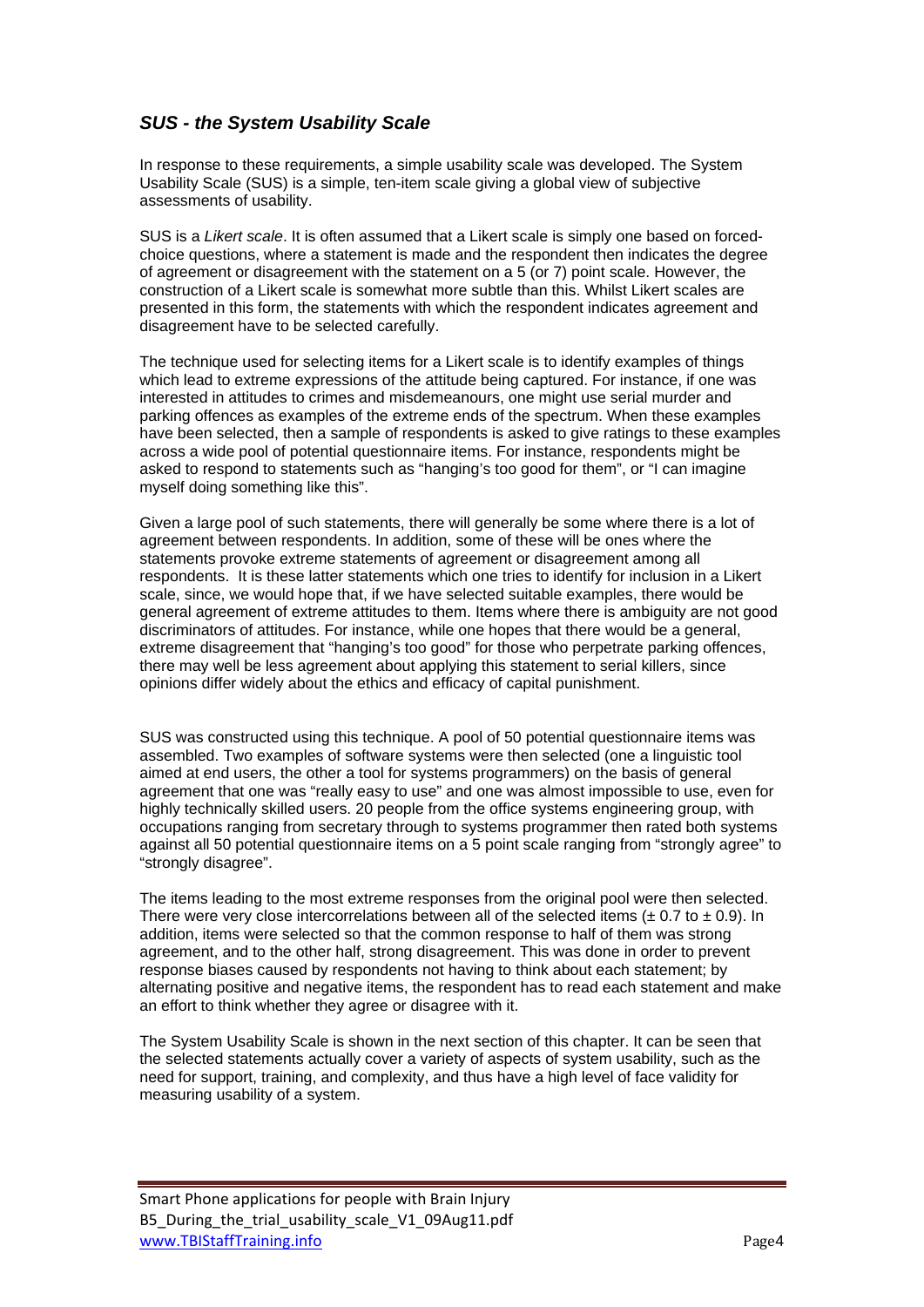### *SUS - the System Usability Scale*

In response to these requirements, a simple usability scale was developed. The System Usability Scale (SUS) is a simple, ten-item scale giving a global view of subjective assessments of usability.

SUS is a *Likert scale*. It is often assumed that a Likert scale is simply one based on forced-choice questions, where a statement is made and the respondent then indicates the degree of agreement or disagreement with the statement on a 5 (or 7) point scale. However, the construction of a Likert scale is somewhat more subtle than this. Whilst Likert scales are presented in this form, the statements with which the respondent indicates agreement and disagreement have to be selected carefully.

The technique used for selecting items for a Likert scale is to identify examples of things which lead to extreme expressions of the attitude being captured. For instance, if one was interested in attitudes to crimes and misdemeanours, one might use serial murder and parking offences as examples of the extreme ends of the spectrum. When these examples have been selected, then a sample of respondents is asked to give ratings to these examples across a wide pool of potential questionnaire items. For instance, respondents might be asked to respond to statements such as "hanging's too good for them", or "I can imagine myself doing something like this".

Given a large pool of such statements, there will generally be some where there is a lot of agreement between respondents. In addition, some of these will be ones where the statements provoke extreme statements of agreement or disagreement among all respondents. It is these latter statements which one tries to identify for inclusion in a Likert scale, since, we would hope that, if we have selected suitable examples, there would be general agreement of extreme attitudes to them. Items where there is ambiguity are not good discriminators of attitudes. For instance, while one hopes that there would be a general, extreme disagreement that "hanging's too good" for those who perpetrate parking offences, there may well be less agreement about applying this statement to serial killers, since opinions differ widely about the ethics and efficacy of capital punishment.

SUS was constructed using this technique. A pool of 50 potential questionnaire items was assembled. Two examples of software systems were then selected (one a linguistic tool aimed at end users, the other a tool for systems programmers) on the basis of general agreement that one was "really easy to use" and one was almost impossible to use, even for highly technically skilled users. 20 people from the office systems engineering group, with occupations ranging from secretary through to systems programmer then rated both systems against all 50 potential questionnaire items on a 5 point scale ranging from "strongly agree" to "strongly disagree".

The items leading to the most extreme responses from the original pool were then selected. There were very close intercorrelations between all of the selected items ($\pm$ 0.7 to $\pm$ 0.9). In addition, items were selected so that the common response to half of them was strong agreement, and to the other half, strong disagreement. This was done in order to prevent response biases caused by respondents not having to think about each statement; by alternating positive and negative items, the respondent has to read each statement and make an effort to think whether they agree or disagree with it.

The System Usability Scale is shown in the next section of this chapter. It can be seen that the selected statements actually cover a variety of aspects of system usability, such as the need for support, training, and complexity, and thus have a high level of face validity for measuring usability of a system.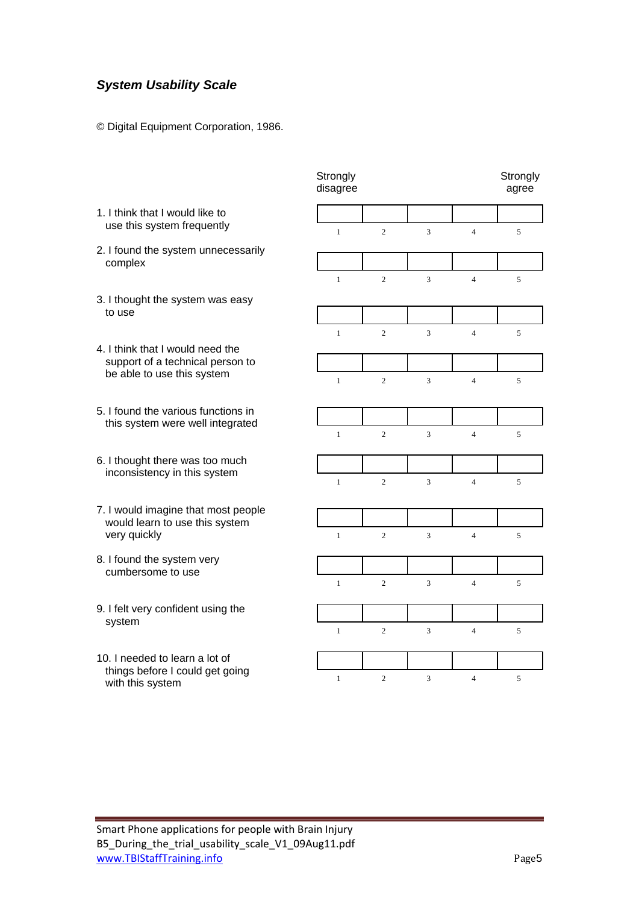## *System Usability Scale*

© Digital Equipment Corporation, 1986.

| | Strongly disagree | | | | Strongly agree |
|---|---|---|---|---|---|
| 1. I think that I would like to use this system frequently | 1 | 2 | 3 | 4 | 5 |
| 2. I found the system unnecessarily complex | 1 | 2 | 3 | 4 | 5 |
| 3. I thought the system was easy to use | 1 | 2 | 3 | 4 | 5 |
| 4. I think that I would need the support of a technical person to be able to use this system | 1 | 2 | 3 | 4 | 5 |
| 5. I found the various functions in this system were well integrated | 1 | 2 | 3 | 4 | 5 |
| 6. I thought there was too much inconsistency in this system | 1 | 2 | 3 | 4 | 5 |
| 7. I would imagine that most people would learn to use this system very quickly | 1 | 2 | 3 | 4 | 5 |
| 8. I found the system very cumbersome to use | 1 | 2 | 3 | 4 | 5 |
| 9. I felt very confident using the system | 1 | 2 | 3 | 4 | 5 |
| 10. I needed to learn a lot of things before I could get going with this system | 1 | 2 | 3 | 4 | 5 |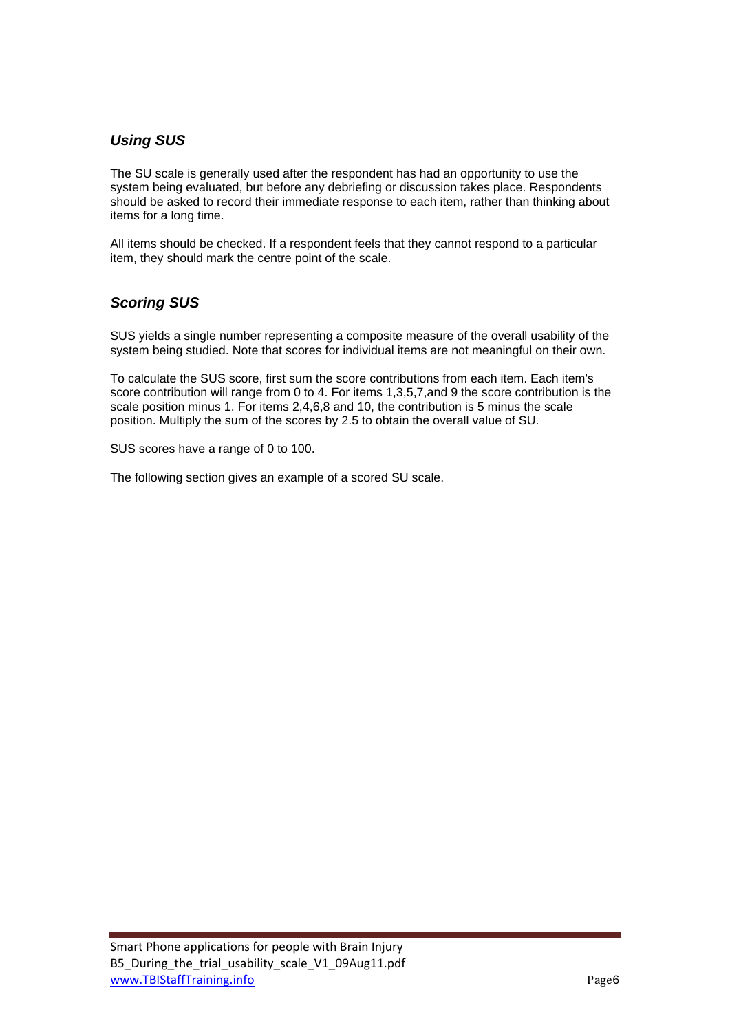## *Using SUS*

The SU scale is generally used after the respondent has had an opportunity to use the system being evaluated, but before any debriefing or discussion takes place. Respondents should be asked to record their immediate response to each item, rather than thinking about items for a long time.

All items should be checked. If a respondent feels that they cannot respond to a particular item, they should mark the centre point of the scale.

## *Scoring SUS*

SUS yields a single number representing a composite measure of the overall usability of the system being studied. Note that scores for individual items are not meaningful on their own.

To calculate the SUS score, first sum the score contributions from each item. Each item's score contribution will range from 0 to 4. For items 1,3,5,7,and 9 the score contribution is the scale position minus 1. For items 2,4,6,8 and 10, the contribution is 5 minus the scale position. Multiply the sum of the scores by 2.5 to obtain the overall value of SU.

SUS scores have a range of 0 to 100.

The following section gives an example of a scored SU scale.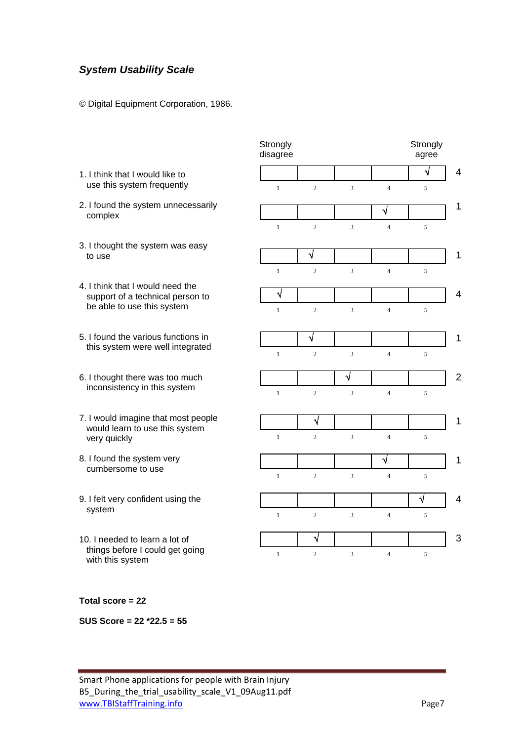## *System Usability Scale*

© Digital Equipment Corporation, 1986.

| | Strongly disagree 1 | 2 | 3 | 4 | Strongly agree 5 | |
|---|---|---|---|---|---|---|
| 1. I think that I would like to use this system frequently | | | | | √ | 4 |
| 2. I found the system unnecessarily complex | | | | √ | | 1 |
| 3. I thought the system was easy to use | | √ | | | | 1 |
| 4. I think that I would need the support of a technical person to be able to use this system | √ | | | | | 4 |
| 5. I found the various functions in this system were well integrated | | √ | | | | 1 |
| 6. I thought there was too much inconsistency in this system | | | √ | | | 2 |
| 7. I would imagine that most people would learn to use this system very quickly | | √ | | | | 1 |
| 8. I found the system very cumbersome to use | | | | √ | | 1 |
| 9. I felt very confident using the system | | | | | √ | 4 |
| 10. I needed to learn a lot of things before I could get going with this system | | √ | | | | 3 |

**Total score = 22**

**SUS Score = 22 *22.5 = 55**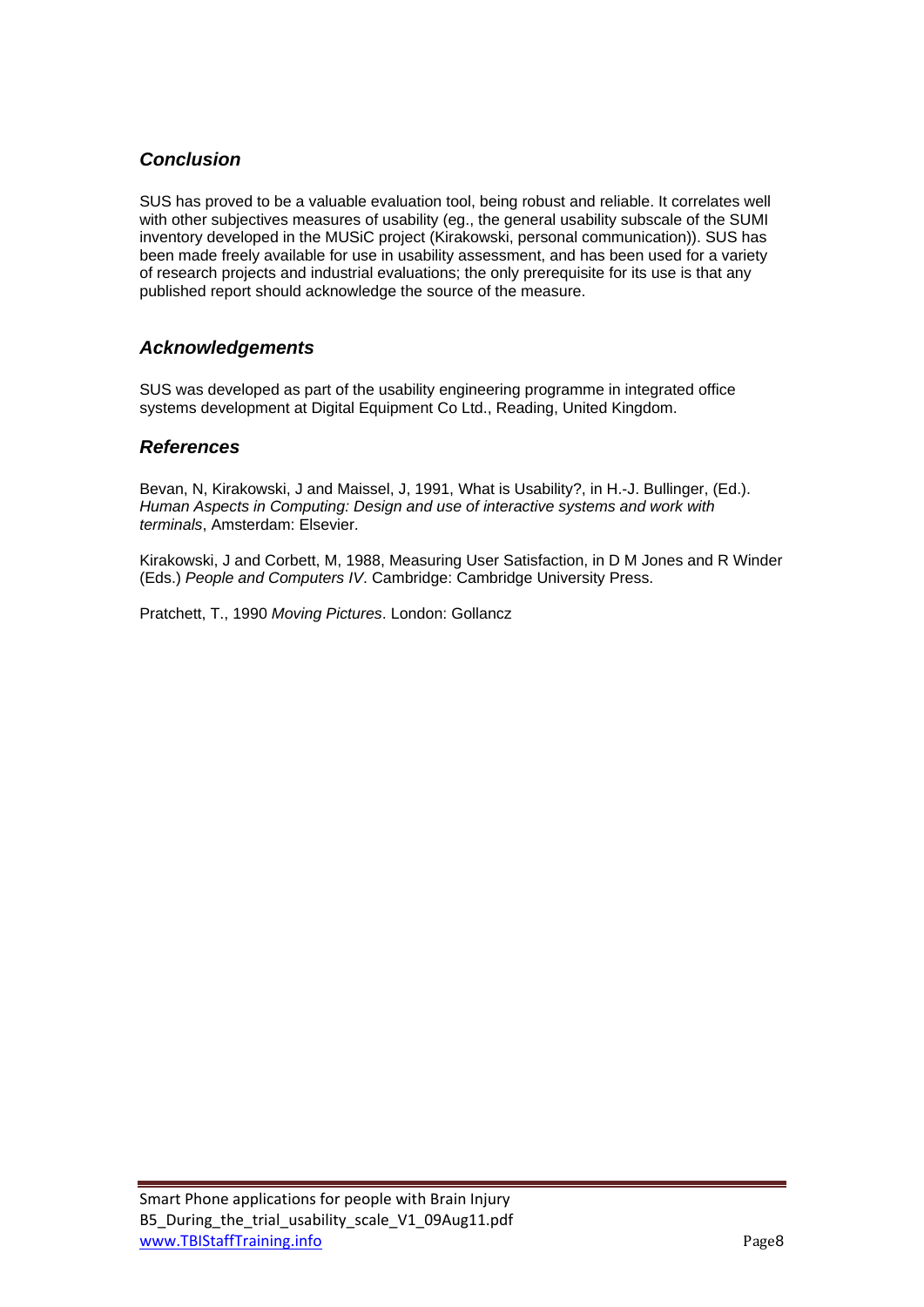## *Conclusion*

SUS has proved to be a valuable evaluation tool, being robust and reliable. It correlates well with other subjectives measures of usability (eg., the general usability subscale of the SUMI inventory developed in the MUSiC project (Kirakowski, personal communication)). SUS has been made freely available for use in usability assessment, and has been used for a variety of research projects and industrial evaluations; the only prerequisite for its use is that any published report should acknowledge the source of the measure.

## *Acknowledgements*

SUS was developed as part of the usability engineering programme in integrated office systems development at Digital Equipment Co Ltd., Reading, United Kingdom.

## *References*

Bevan, N, Kirakowski, J and Maissel, J, 1991, What is Usability?, in H.-J. Bullinger, (Ed.). *Human Aspects in Computing: Design and use of interactive systems and work with terminals*, Amsterdam: Elsevier.

Kirakowski, J and Corbett, M, 1988, Measuring User Satisfaction, in D M Jones and R Winder (Eds.) *People and Computers IV*. Cambridge: Cambridge University Press.

Pratchett, T., 1990 *Moving Pictures*. London: Gollancz